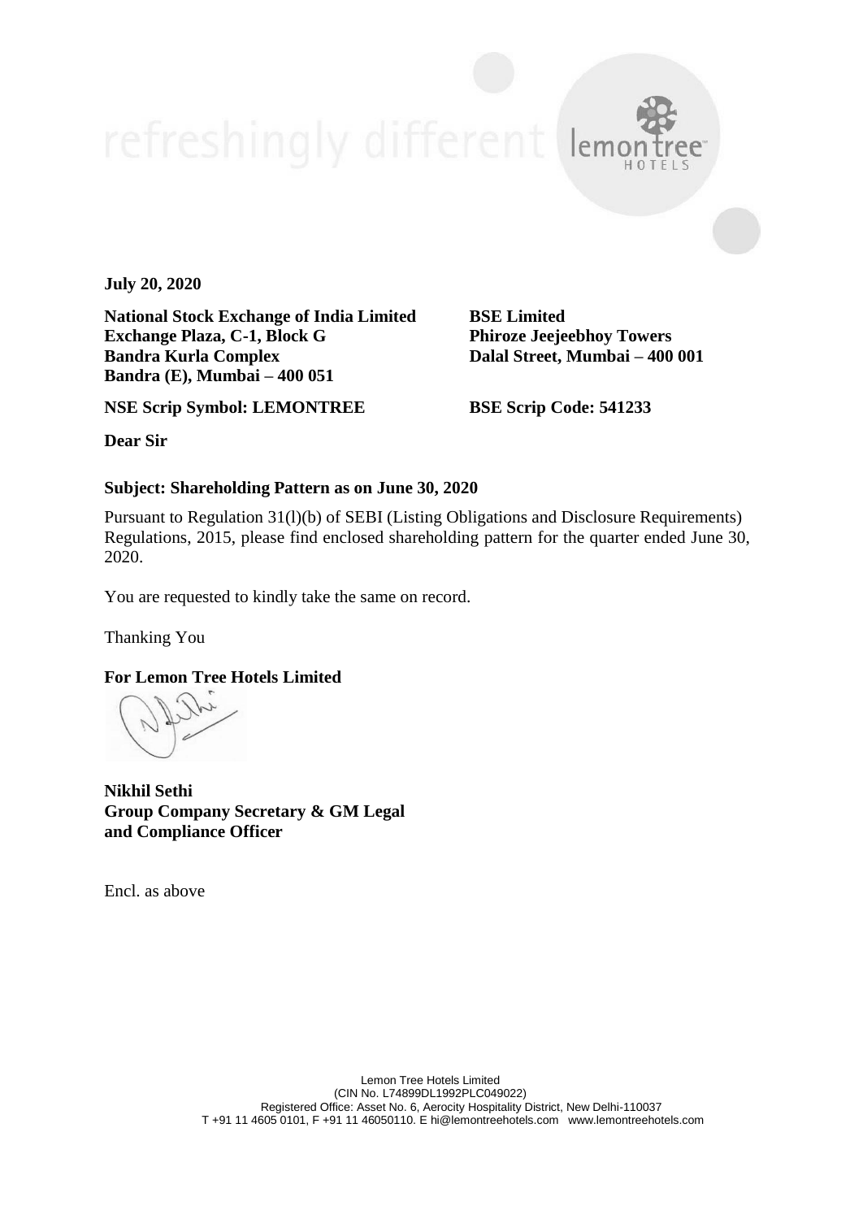refreshingly different lemon tree HOTELS

**July 20, 2020**

| **National Stock Exchange of India Limited** | **BSE Limited** |
|---|---|
| **Exchange Plaza, C-1, Block G** | **Phiroze Jeejeebhoy Towers** |
| **Bandra Kurla Complex** | **Dalal Street, Mumbai – 400 001** |
| **Bandra (E), Mumbai – 400 051** | |
| **NSE Scrip Symbol: LEMONTREE** | **BSE Scrip Code: 541233** |

**Dear Sir**

**Subject: Shareholding Pattern as on June 30, 2020**

Pursuant to Regulation 31(l)(b) of SEBI (Listing Obligations and Disclosure Requirements) Regulations, 2015, please find enclosed shareholding pattern for the quarter ended June 30, 2020.

You are requested to kindly take the same on record.

Thanking You

**For Lemon Tree Hotels Limited**

**Nikhil Sethi**
**Group Company Secretary & GM Legal and Compliance Officer**

Encl. as above

Lemon Tree Hotels Limited
(CIN No. L74899DL1992PLC049022)
Registered Office: Asset No. 6, Aerocity Hospitality District, New Delhi-110037
T +91 11 4605 0101, F +91 11 46050110. E hi@lemontreehotels.com www.lemontreehotels.com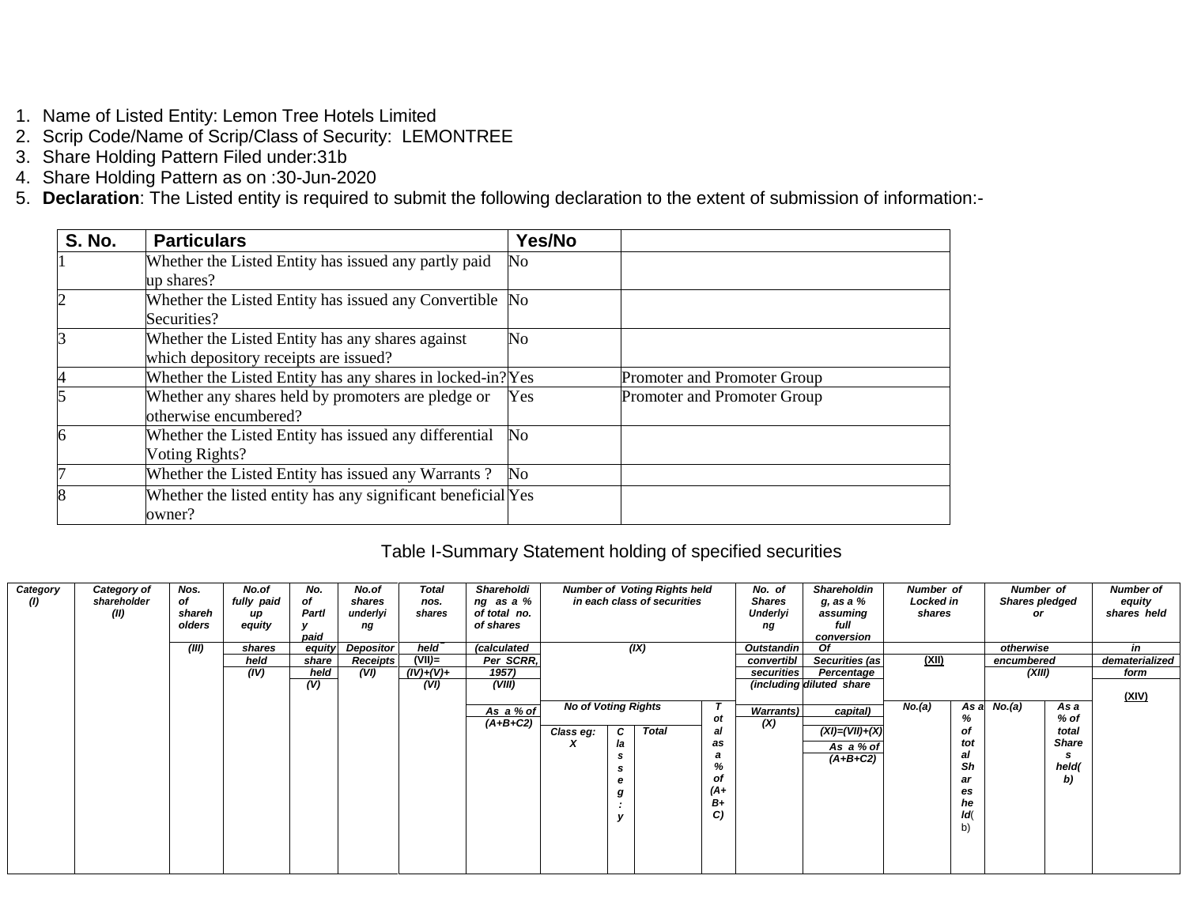1. Name of Listed Entity: Lemon Tree Hotels Limited
2. Scrip Code/Name of Scrip/Class of Security: LEMONTREE
3. Share Holding Pattern Filed under:31b
4. Share Holding Pattern as on :30-Jun-2020
5. **Declaration**: The Listed entity is required to submit the following declaration to the extent of submission of information:-

| S. No. | Particulars | Yes/No | |
|---|---|---|---|
| 1 | Whether the Listed Entity has issued any partly paid up shares? | No | |
| 2 | Whether the Listed Entity has issued any Convertible Securities? | No | |
| 3 | Whether the Listed Entity has any shares against which depository receipts are issued? | No | |
| 4 | Whether the Listed Entity has any shares in locked-in? | Yes | Promoter and Promoter Group |
| 5 | Whether any shares held by promoters are pledge or otherwise encumbered? | Yes | Promoter and Promoter Group |
| 6 | Whether the Listed Entity has issued any differential Voting Rights? | No | |
| 7 | Whether the Listed Entity has issued any Warrants ? | No | |
| 8 | Whether the listed entity has any significant beneficial owner? | Yes | |

## Table I-Summary Statement holding of specified securities

| Category (I) | Category of shareholder (II) | Nos. of shareholders (III) | No.of fully paid up equity shares held (IV) | No. of Partly paid equity share held (V) | No.of shares underlying Depository Receipts (VI) | Total nos. shares held (VII)= (IV)+(V)+ (VI) | Shareholding as a % of total no. of shares (calculated Per SCRR, 1957) (VIII) As a % of (A+B+C2) | Number of Voting Rights held in each class of securities (IX) | | | | No. of Shares Underlying Outstanding convertible securities (including Warrants) (X) | Shareholding, as a % assuming full conversion Of convertible Securities (as Percentage diluted share capital) (XI)=(VII)+(X) As a % of (A+B+C2) | Number of Locked in shares (XII) | | Number of Shares pledged or otherwise encumbered (XIII) | | Number of equity shares held in dematerialized form (XIV) |
|---|---|---|---|---|---|---|---|---|---|---|---|---|---|---|---|---|---|---|
| | | | | | | | | No of Voting Rights | | | Total as a % of (A+B+C) | | | No.(a) | As a % of total Shares held(b) | No.(a) | As a % of total Shares held(b) | |
| | | | | | | | | Class eg: X | Class eg: y | Total | | | | | | | | |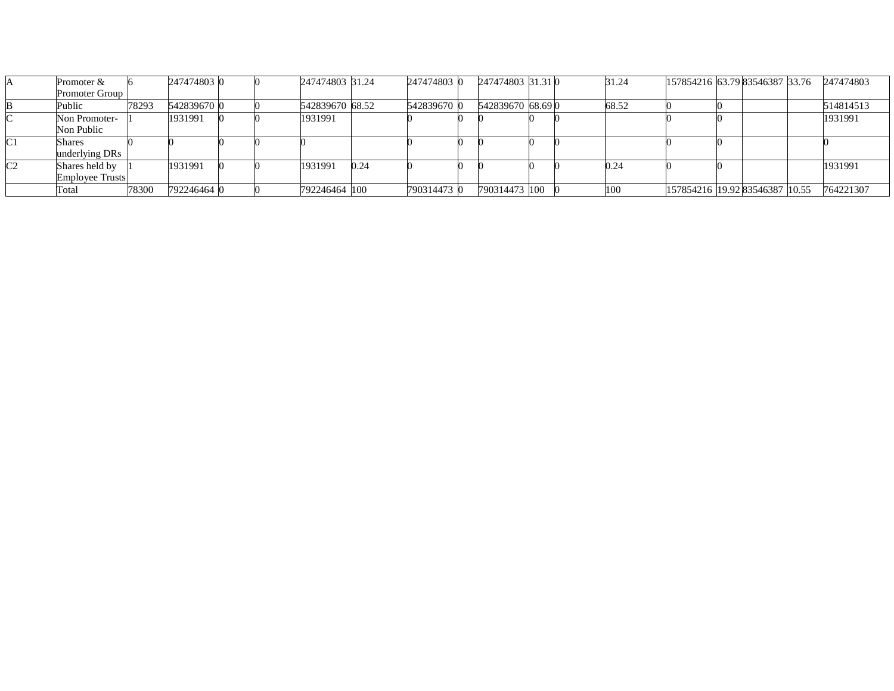| | | | | | | | | | | | | | | | | | | |
|---|---|---|---|---|---|---|---|---|---|---|---|---|---|---|---|---|---|---|
| A | Promoter & Promoter Group | 6 | 247474803 | 0 | 0 | 247474803 | 31.24 | 247474803 | 0 | 247474803 | 31.31 | 0 | 31.24 | 157854216 | 63.79 | 83546387 | 33.76 | 247474803 |
| B | Public | 78293 | 542839670 | 0 | 0 | 542839670 | 68.52 | 542839670 | 0 | 542839670 | 68.69 | 0 | 68.52 | 0 | 0 | | | 514814513 |
| C | Non Promoter-Non Public | 1 | 1931991 | 0 | 0 | 1931991 | | 0 | 0 | 0 | 0 | 0 | | 0 | 0 | | | 1931991 |
| C1 | Shares underlying DRs | 0 | 0 | 0 | 0 | 0 | | 0 | 0 | 0 | 0 | 0 | | 0 | 0 | | | 0 |
| C2 | Shares held by Employee Trusts | 1 | 1931991 | 0 | 0 | 1931991 | 0.24 | 0 | 0 | 0 | 0 | 0 | 0.24 | 0 | 0 | | | 1931991 |
| | Total | 78300 | 792246464 | 0 | 0 | 792246464 | 100 | 790314473 | 0 | 790314473 | 100 | 0 | 100 | 157854216 | 19.92 | 83546387 | 10.55 | 764221307 |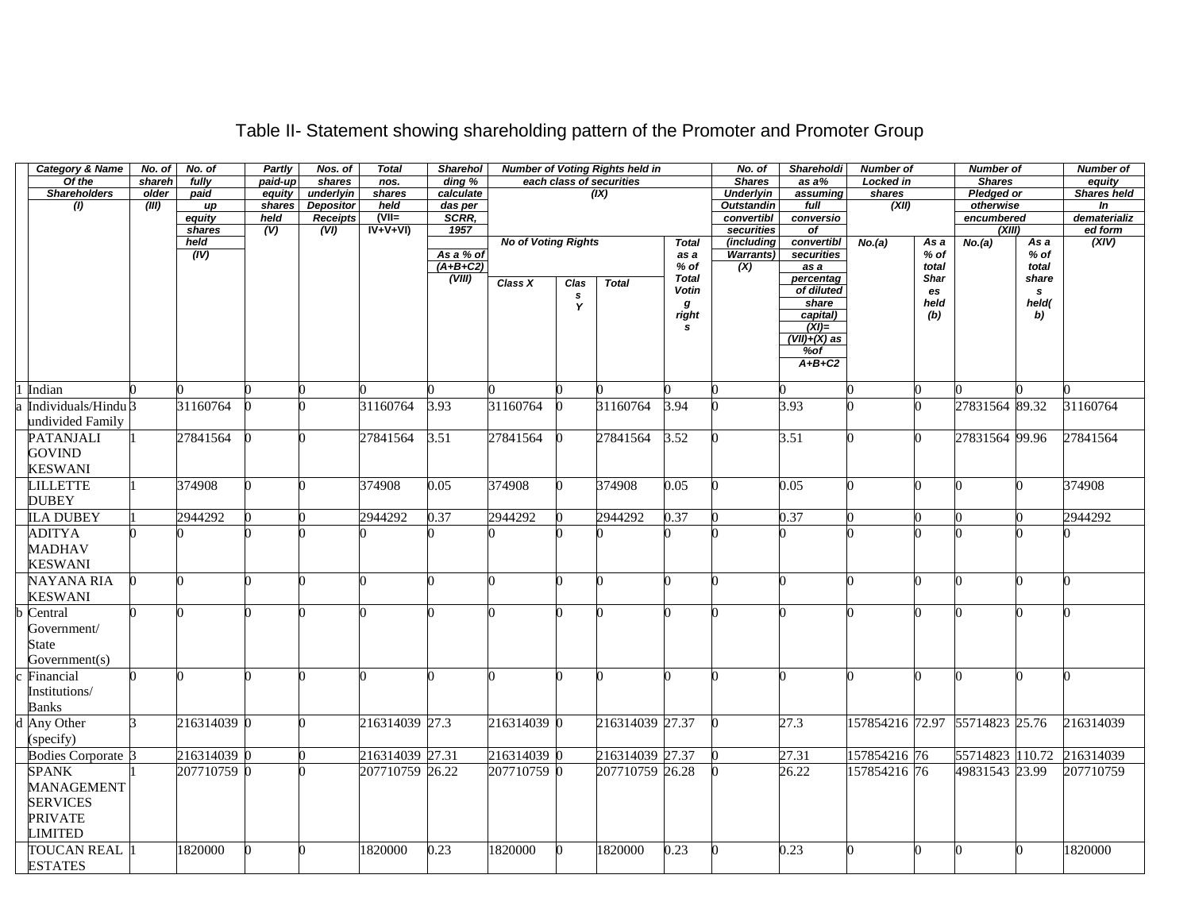# Table II- Statement showing shareholding pattern of the Promoter and Promoter Group

| | Category & Name Of the Shareholders (I) | No. of shareholder (III) | No. of fully paid up equity shares held (IV) | Partly paid-up equity shares held (V) | Nos. of shares underlying Depository Receipts (VI) | Total nos. shares held (VII= IV+V+VI) | Shareholding % calculated as per SCRR, 1957 As a % of (A+B+C2) (VIII) | Number of Voting Rights held in each class of securities (IX) | | | | No. of Shares Underlying Outstanding convertible securities (including Warrants) (X) | Shareholding as a% assuming full conversion of convertible securities as a percentage of diluted share capital) (XI)= (VII)+(X) as %of A+B+C2 | Number of Locked in shares (XII) | | Number of Shares Pledged or otherwise encumbered (XIII) | | Number of equity Shares held In dematerialized form (XIV) |
|---|---|---|---|---|---|---|---|---|---|---|---|---|---|---|---|---|---|---|
| | | | | | | | | No of Voting Rights | | | Total as a % of Total Voting rights | | | No.(a) | As a % of total Shares held (b) | No.(a) | As a % of total shares held(b) | |
| | | | | | | | | Class X | Class Y | Total | | | | | | | | |
| 1 | Indian | 0 | 0 | 0 | 0 | 0 | 0 | 0 | 0 | 0 | 0 | 0 | 0 | 0 | 0 | 0 | 0 | 0 |
| a | Individuals/Hindu undivided Family | 3 | 31160764 | 0 | 0 | 31160764 | 3.93 | 31160764 | 0 | 31160764 | 3.94 | 0 | 3.93 | 0 | 0 | 27831564 | 89.32 | 31160764 |
| | PATANJALI GOVIND KESWANI | 1 | 27841564 | 0 | 0 | 27841564 | 3.51 | 27841564 | 0 | 27841564 | 3.52 | 0 | 3.51 | 0 | 0 | 27831564 | 99.96 | 27841564 |
| | LILLETTE DUBEY | 1 | 374908 | 0 | 0 | 374908 | 0.05 | 374908 | 0 | 374908 | 0.05 | 0 | 0.05 | 0 | 0 | 0 | 0 | 374908 |
| | ILA DUBEY | 1 | 2944292 | 0 | 0 | 2944292 | 0.37 | 2944292 | 0 | 2944292 | 0.37 | 0 | 0.37 | 0 | 0 | 0 | 0 | 2944292 |
| | ADITYA MADHAV KESWANI | 0 | 0 | 0 | 0 | 0 | 0 | 0 | 0 | 0 | 0 | 0 | 0 | 0 | 0 | 0 | 0 | 0 |
| | NAYANA RIA KESWANI | 0 | 0 | 0 | 0 | 0 | 0 | 0 | 0 | 0 | 0 | 0 | 0 | 0 | 0 | 0 | 0 | 0 |
| b | Central Government/ State Government(s) | 0 | 0 | 0 | 0 | 0 | 0 | 0 | 0 | 0 | 0 | 0 | 0 | 0 | 0 | 0 | 0 | 0 |
| c | Financial Institutions/ Banks | 0 | 0 | 0 | 0 | 0 | 0 | 0 | 0 | 0 | 0 | 0 | 0 | 0 | 0 | 0 | 0 | 0 |
| d | Any Other (specify) | 3 | 216314039 | 0 | 0 | 216314039 | 27.3 | 216314039 | 0 | 216314039 | 27.37 | 0 | 27.3 | 157854216 | 72.97 | 55714823 | 25.76 | 216314039 |
| | Bodies Corporate | 3 | 216314039 | 0 | 0 | 216314039 | 27.31 | 216314039 | 0 | 216314039 | 27.37 | 0 | 27.31 | 157854216 | 76 | 55714823 | 110.72 | 216314039 |
| | SPANK MANAGEMENT SERVICES PRIVATE LIMITED | 1 | 207710759 | 0 | 0 | 207710759 | 26.22 | 207710759 | 0 | 207710759 | 26.28 | 0 | 26.22 | 157854216 | 76 | 49831543 | 23.99 | 207710759 |
| | TOUCAN REAL ESTATES | 1 | 1820000 | 0 | 0 | 1820000 | 0.23 | 1820000 | 0 | 1820000 | 0.23 | 0 | 0.23 | 0 | 0 | 0 | 0 | 1820000 |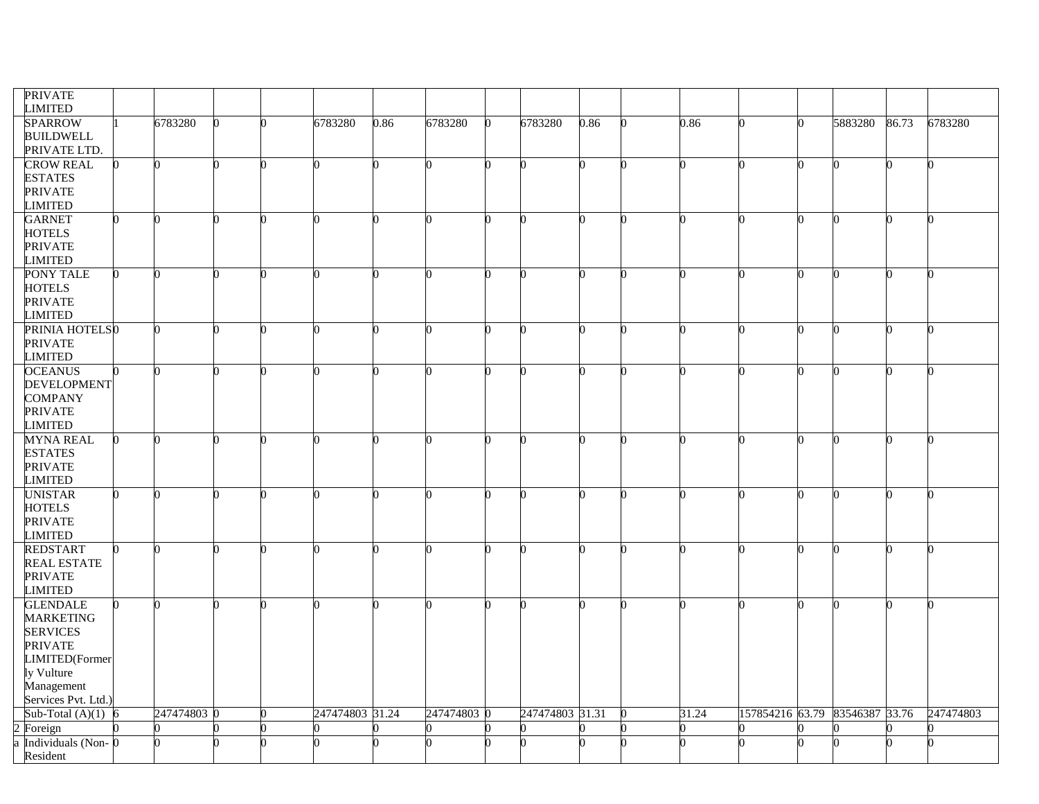| | | | | | | | | | | | | | | | | | | |
|---|---|---|---|---|---|---|---|---|---|---|---|---|---|---|---|---|---|---|
| | PRIVATE LIMITED | | | | | | | | | | | | | | | | | |
| | SPARROW BUILDWELL PRIVATE LTD. | 1 | 6783280 | 0 | 0 | 6783280 | 0.86 | 6783280 | 0 | 6783280 | 0.86 | 0 | 0.86 | 0 | 0 | 5883280 | 86.73 | 6783280 |
| | CROW REAL ESTATES PRIVATE LIMITED | 0 | 0 | 0 | 0 | 0 | 0 | 0 | 0 | 0 | 0 | 0 | 0 | 0 | 0 | 0 | 0 | 0 |
| | GARNET HOTELS PRIVATE LIMITED | 0 | 0 | 0 | 0 | 0 | 0 | 0 | 0 | 0 | 0 | 0 | 0 | 0 | 0 | 0 | 0 | 0 |
| | PONY TALE HOTELS PRIVATE LIMITED | 0 | 0 | 0 | 0 | 0 | 0 | 0 | 0 | 0 | 0 | 0 | 0 | 0 | 0 | 0 | 0 | 0 |
| | PRINIA HOTELS PRIVATE LIMITED | 0 | 0 | 0 | 0 | 0 | 0 | 0 | 0 | 0 | 0 | 0 | 0 | 0 | 0 | 0 | 0 | 0 |
| | OCEANUS DEVELOPMENT COMPANY PRIVATE LIMITED | 0 | 0 | 0 | 0 | 0 | 0 | 0 | 0 | 0 | 0 | 0 | 0 | 0 | 0 | 0 | 0 | 0 |
| | MYNA REAL ESTATES PRIVATE LIMITED | 0 | 0 | 0 | 0 | 0 | 0 | 0 | 0 | 0 | 0 | 0 | 0 | 0 | 0 | 0 | 0 | 0 |
| | UNISTAR HOTELS PRIVATE LIMITED | 0 | 0 | 0 | 0 | 0 | 0 | 0 | 0 | 0 | 0 | 0 | 0 | 0 | 0 | 0 | 0 | 0 |
| | REDSTART REAL ESTATE PRIVATE LIMITED | 0 | 0 | 0 | 0 | 0 | 0 | 0 | 0 | 0 | 0 | 0 | 0 | 0 | 0 | 0 | 0 | 0 |
| | GLENDALE MARKETING SERVICES PRIVATE LIMITED(Formerly Vulture Management Services Pvt. Ltd.) | 0 | 0 | 0 | 0 | 0 | 0 | 0 | 0 | 0 | 0 | 0 | 0 | 0 | 0 | 0 | 0 | 0 |
| | Sub-Total (A)(1) | 6 | 247474803 | 0 | 0 | 247474803 | 31.24 | 247474803 | 0 | 247474803 | 31.31 | 0 | 31.24 | 157854216 | 63.79 | 83546387 | 33.76 | 247474803 |
| 2 | Foreign | 0 | 0 | 0 | 0 | 0 | 0 | 0 | 0 | 0 | 0 | 0 | 0 | 0 | 0 | 0 | 0 | 0 |
| a | Individuals (Non-Resident | 0 | 0 | 0 | 0 | 0 | 0 | 0 | 0 | 0 | 0 | 0 | 0 | 0 | 0 | 0 | 0 | 0 |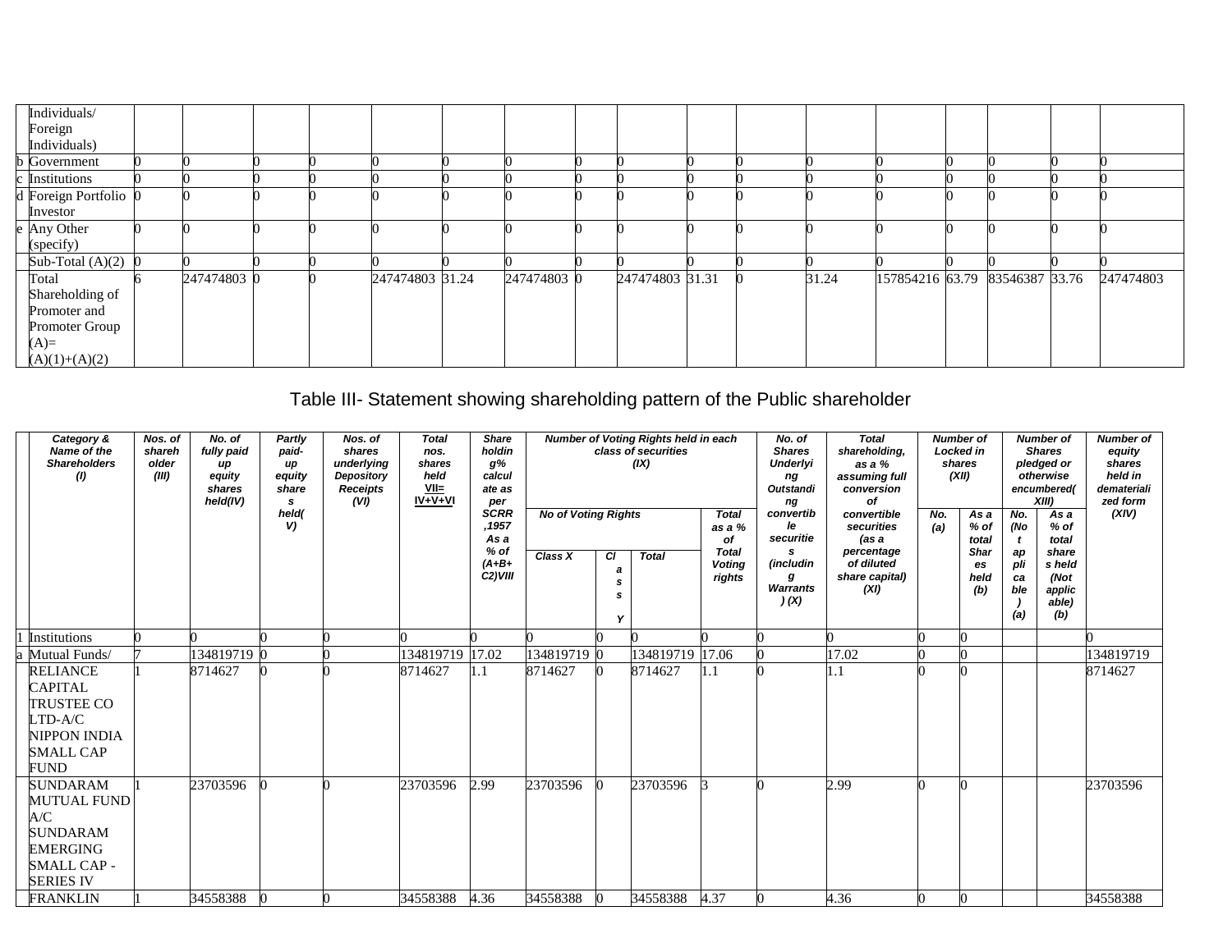| | Individuals/ Foreign Individuals) | | | | | | | | | | | | | | | | | |
|---|---|---|---|---|---|---|---|---|---|---|---|---|---|---|---|---|---|---|
| b | Government | 0 | 0 | 0 | 0 | 0 | 0 | 0 | 0 | 0 | 0 | 0 | 0 | 0 | 0 | 0 | 0 | 0 |
| c | Institutions | 0 | 0 | 0 | 0 | 0 | 0 | 0 | 0 | 0 | 0 | 0 | 0 | 0 | 0 | 0 | 0 | 0 |
| d | Foreign Portfolio Investor | 0 | 0 | 0 | 0 | 0 | 0 | 0 | 0 | 0 | 0 | 0 | 0 | 0 | 0 | 0 | 0 | 0 |
| e | Any Other (specify) | 0 | 0 | 0 | 0 | 0 | 0 | 0 | 0 | 0 | 0 | 0 | 0 | 0 | 0 | 0 | 0 | 0 |
| | Sub-Total (A)(2) | 0 | 0 | 0 | 0 | 0 | 0 | 0 | 0 | 0 | 0 | 0 | 0 | 0 | 0 | 0 | 0 | 0 |
| | Total Shareholding of Promoter and Promoter Group (A)= (A)(1)+(A)(2) | 6 | 247474803 | 0 | 0 | 247474803 | 31.24 | 247474803 | 0 | 247474803 | 31.31 | 0 | 31.24 | 157854216 | 63.79 | 83546387 | 33.76 | 247474803 |

## Table III- Statement showing shareholding pattern of the Public shareholder

| | Category & Name of the Shareholders (I) | Nos. of shareholder (III) | No. of fully paid up equity shares held(IV) | Partly paid-up equity shares held( V) | Nos. of shares underlying Depository Receipts (VI) | Total nos. shares held VII= IV+V+VI | Shareholding% calculate as per SCRR ,1957 As a % of (A+B+C2)VIII | Number of Voting Rights held in each class of securities (IX) | | | | No. of Shares Underlying Outstanding convertible securities (including Warrants ) (X) | Total shareholding, as a % assuming full conversion of convertible securities (as a percentage of diluted share capital) (XI) | Number of Locked in shares (XII) | | Number of Shares pledged or otherwise encumbered( XIII) | | Number of equity shares held in dematerialized form (XIV) |
|---|---|---|---|---|---|---|---|---|---|---|---|---|---|---|---|---|---|---|
| | | | | | | | | No of Voting Rights | | | Total as a % of Total Voting rights | | | No. (a) | As a % of total Shares held (b) | No. (Not applicable) (a) | As a % of total shares held (Not applicable) (b) | |
| | | | | | | | | Class X | Class Y | Total | | | | | | | | |
| 1 | Institutions | 0 | 0 | 0 | 0 | 0 | 0 | 0 | 0 | 0 | 0 | 0 | 0 | 0 | 0 | | | 0 |
| a | Mutual Funds/ | 7 | 134819719 | 0 | 0 | 134819719 | 17.02 | 134819719 | 0 | 134819719 | 17.06 | 0 | 17.02 | 0 | 0 | | | 134819719 |
| | RELIANCE CAPITAL TRUSTEE CO LTD-A/C NIPPON INDIA SMALL CAP FUND | 1 | 8714627 | 0 | 0 | 8714627 | 1.1 | 8714627 | 0 | 8714627 | 1.1 | 0 | 1.1 | 0 | 0 | | | 8714627 |
| | SUNDARAM MUTUAL FUND A/C SUNDARAM EMERGING SMALL CAP - SERIES IV | 1 | 23703596 | 0 | 0 | 23703596 | 2.99 | 23703596 | 0 | 23703596 | 3 | 0 | 2.99 | 0 | 0 | | | 23703596 |
| | FRANKLIN | 1 | 34558388 | 0 | 0 | 34558388 | 4.36 | 34558388 | 0 | 34558388 | 4.37 | 0 | 4.36 | 0 | 0 | | | 34558388 |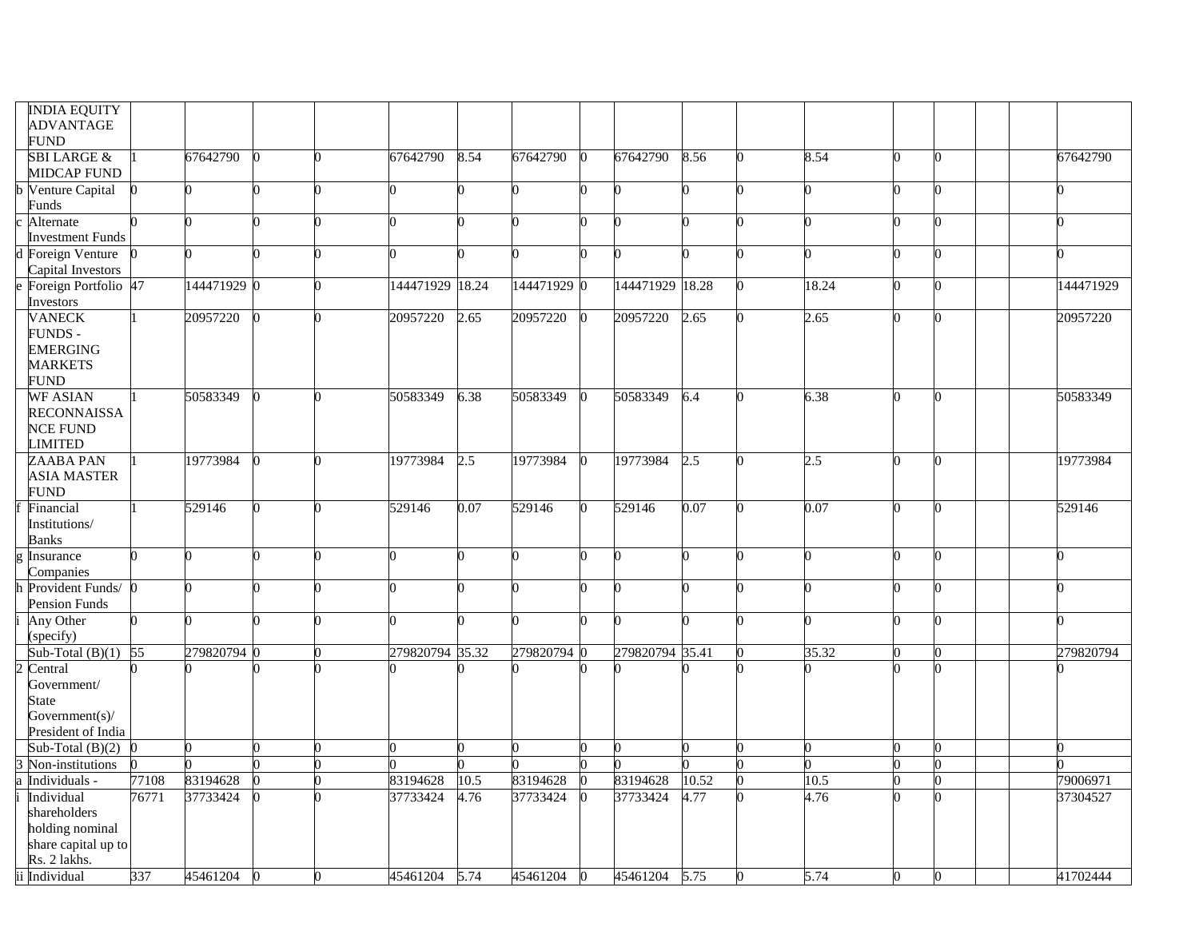| | | | | | | | | | | | | | | | | | | |
|---|---|---|---|---|---|---|---|---|---|---|---|---|---|---|---|---|---|---|
| | INDIA EQUITY ADVANTAGE FUND | | | | | | | | | | | | | | | | | |
| | SBI LARGE & MIDCAP FUND | 1 | 67642790 | 0 | 0 | 67642790 | 8.54 | 67642790 | 0 | 67642790 | 8.56 | 0 | 8.54 | 0 | 0 | | | 67642790 |
| b | Venture Capital Funds | 0 | 0 | 0 | 0 | 0 | 0 | 0 | 0 | 0 | 0 | 0 | 0 | 0 | 0 | | | 0 |
| c | Alternate Investment Funds | 0 | 0 | 0 | 0 | 0 | 0 | 0 | 0 | 0 | 0 | 0 | 0 | 0 | 0 | | | 0 |
| d | Foreign Venture Capital Investors | 0 | 0 | 0 | 0 | 0 | 0 | 0 | 0 | 0 | 0 | 0 | 0 | 0 | 0 | | | 0 |
| e | Foreign Portfolio Investors | 47 | 144471929 | 0 | 0 | 144471929 | 18.24 | 144471929 | 0 | 144471929 | 18.28 | 0 | 18.24 | 0 | 0 | | | 144471929 |
| | VANECK FUNDS - EMERGING MARKETS FUND | 1 | 20957220 | 0 | 0 | 20957220 | 2.65 | 20957220 | 0 | 20957220 | 2.65 | 0 | 2.65 | 0 | 0 | | | 20957220 |
| | WF ASIAN RECONNAISSANCE FUND LIMITED | 1 | 50583349 | 0 | 0 | 50583349 | 6.38 | 50583349 | 0 | 50583349 | 6.4 | 0 | 6.38 | 0 | 0 | | | 50583349 |
| | ZAABA PAN ASIA MASTER FUND | 1 | 19773984 | 0 | 0 | 19773984 | 2.5 | 19773984 | 0 | 19773984 | 2.5 | 0 | 2.5 | 0 | 0 | | | 19773984 |
| f | Financial Institutions/ Banks | 1 | 529146 | 0 | 0 | 529146 | 0.07 | 529146 | 0 | 529146 | 0.07 | 0 | 0.07 | 0 | 0 | | | 529146 |
| g | Insurance Companies | 0 | 0 | 0 | 0 | 0 | 0 | 0 | 0 | 0 | 0 | 0 | 0 | 0 | 0 | | | 0 |
| h | Provident Funds/ Pension Funds | 0 | 0 | 0 | 0 | 0 | 0 | 0 | 0 | 0 | 0 | 0 | 0 | 0 | 0 | | | 0 |
| i | Any Other (specify) | 0 | 0 | 0 | 0 | 0 | 0 | 0 | 0 | 0 | 0 | 0 | 0 | 0 | 0 | | | 0 |
| | Sub-Total (B)(1) | 55 | 279820794 | 0 | 0 | 279820794 | 35.32 | 279820794 | 0 | 279820794 | 35.41 | 0 | 35.32 | 0 | 0 | | | 279820794 |
| 2 | Central Government/ State Government(s)/ President of India | 0 | 0 | 0 | 0 | 0 | 0 | 0 | 0 | 0 | 0 | 0 | 0 | 0 | 0 | | | 0 |
| | Sub-Total (B)(2) | 0 | 0 | 0 | 0 | 0 | 0 | 0 | 0 | 0 | 0 | 0 | 0 | 0 | 0 | | | 0 |
| 3 | Non-institutions | 0 | 0 | 0 | 0 | 0 | 0 | 0 | 0 | 0 | 0 | 0 | 0 | 0 | 0 | | | 0 |
| a | Individuals - | 77108 | 83194628 | 0 | 0 | 83194628 | 10.5 | 83194628 | 0 | 83194628 | 10.52 | 0 | 10.5 | 0 | 0 | | | 79006971 |
| i | Individual shareholders holding nominal share capital up to Rs. 2 lakhs. | 76771 | 37733424 | 0 | 0 | 37733424 | 4.76 | 37733424 | 0 | 37733424 | 4.77 | 0 | 4.76 | 0 | 0 | | | 37304527 |
| ii | Individual | 337 | 45461204 | 0 | 0 | 45461204 | 5.74 | 45461204 | 0 | 45461204 | 5.75 | 0 | 5.74 | 0 | 0 | | | 41702444 |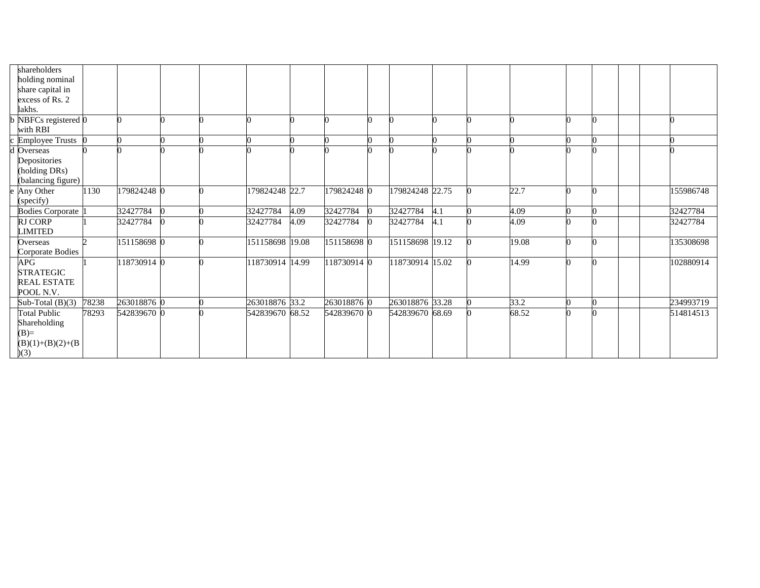| | shareholders holding nominal share capital in excess of Rs. 2 lakhs. | | | | | | | | | | | | | | | | | |
|---|---|---|---|---|---|---|---|---|---|---|---|---|---|---|---|---|---|---|
| b | NBFCs registered with RBI | 0 | 0 | 0 | 0 | 0 | 0 | 0 | 0 | 0 | 0 | 0 | 0 | 0 | 0 | | | 0 |
| c | Employee Trusts | 0 | 0 | 0 | 0 | 0 | 0 | 0 | 0 | 0 | 0 | 0 | 0 | 0 | 0 | | | 0 |
| d | Overseas Depositories (holding DRs) (balancing figure) | 0 | 0 | 0 | 0 | 0 | 0 | 0 | 0 | 0 | 0 | 0 | 0 | 0 | 0 | | | 0 |
| e | Any Other (specify) | 1130 | 179824248 | 0 | 0 | 179824248 | 22.7 | 179824248 | 0 | 179824248 | 22.75 | 0 | 22.7 | 0 | 0 | | | 155986748 |
| | Bodies Corporate | 1 | 32427784 | 0 | 0 | 32427784 | 4.09 | 32427784 | 0 | 32427784 | 4.1 | 0 | 4.09 | 0 | 0 | | | 32427784 |
| | RJ CORP LIMITED | 1 | 32427784 | 0 | 0 | 32427784 | 4.09 | 32427784 | 0 | 32427784 | 4.1 | 0 | 4.09 | 0 | 0 | | | 32427784 |
| | Overseas Corporate Bodies | 2 | 151158698 | 0 | 0 | 151158698 | 19.08 | 151158698 | 0 | 151158698 | 19.12 | 0 | 19.08 | 0 | 0 | | | 135308698 |
| | APG STRATEGIC REAL ESTATE POOL N.V. | 1 | 118730914 | 0 | 0 | 118730914 | 14.99 | 118730914 | 0 | 118730914 | 15.02 | 0 | 14.99 | 0 | 0 | | | 102880914 |
| | Sub-Total (B)(3) | 78238 | 263018876 | 0 | 0 | 263018876 | 33.2 | 263018876 | 0 | 263018876 | 33.28 | 0 | 33.2 | 0 | 0 | | | 234993719 |
| | Total Public Shareholding (B)= (B)(1)+(B)(2)+(B)(3) | 78293 | 542839670 | 0 | 0 | 542839670 | 68.52 | 542839670 | 0 | 542839670 | 68.69 | 0 | 68.52 | 0 | 0 | | | 514814513 |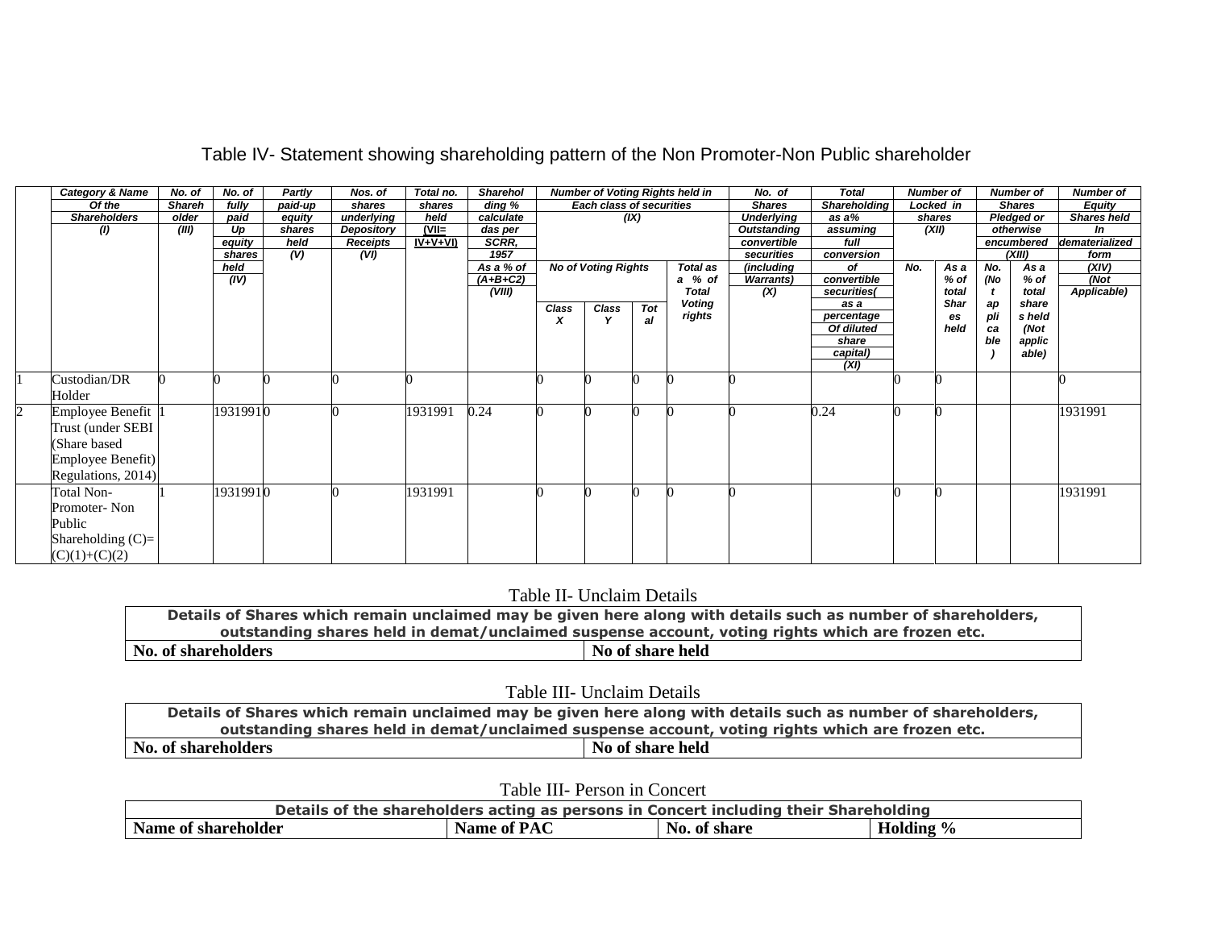## Table IV- Statement showing shareholding pattern of the Non Promoter-Non Public shareholder

| | Category & Name Of the Shareholders (I) | No. of Shareholder (III) | No. of fully paid Up equity shares held (IV) | Partly paid-up equity shares held (V) | Nos. of shares underlying Depository Receipts (VI) | Total no. shares held (VII= IV+V+VI) | Shareholding % calculate das per SCRR, 1957 As a % of (A+B+C2) (VIII) | Number of Voting Rights held in Each class of securities (IX) | | | | No. of Shares Underlying Outstanding convertible securities (including Warrants) (X) | Total Shareholding as a% assuming full conversion of convertible securities( as a percentage Of diluted share capital) (XI) | Number of Locked in shares (XII) | | Number of Shares Pledged or otherwise encumbered (XIII) | | Number of Equity Shares held In dematerialized form (XIV) (Not Applicable) |
|---|---|---|---|---|---|---|---|---|---|---|---|---|---|---|---|---|---|---|
| | | | | | | | | No of Voting Rights | | | Total as a % of Total Voting rights | | | No. | As a % of total Shares held | No. (Not applicable) | As a % of total shares held (Not applicable) | |
| | | | | | | | | Class X | Class Y | Total | | | | | | | | |
| 1 | Custodian/DR Holder | 0 | 0 | 0 | 0 | 0 | | 0 | 0 | 0 | 0 | 0 | | 0 | 0 | | | 0 |
| 2 | Employee Benefit Trust (under SEBI (Share based Employee Benefit) Regulations, 2014) | 1 | 1931991 | 0 | 0 | 1931991 | 0.24 | 0 | 0 | 0 | 0 | 0 | 0.24 | 0 | 0 | | | 1931991 |
| | Total Non-Promoter- Non Public Shareholding (C)= (C)(1)+(C)(2) | 1 | 1931991 | 0 | 0 | 1931991 | | 0 | 0 | 0 | 0 | 0 | | 0 | 0 | | | 1931991 |

### Table II- Unclaim Details

| Details of Shares which remain unclaimed may be given here along with details such as number of shareholders, outstanding shares held in demat/unclaimed suspense account, voting rights which are frozen etc. | |
|---|---|
| **No. of shareholders** | **No of share held** |

### Table III- Unclaim Details

| Details of Shares which remain unclaimed may be given here along with details such as number of shareholders, outstanding shares held in demat/unclaimed suspense account, voting rights which are frozen etc. | |
|---|---|
| **No. of shareholders** | **No of share held** |

### Table III- Person in Concert

| Details of the shareholders acting as persons in Concert including their Shareholding | | | |
|---|---|---|---|
| **Name of shareholder** | **Name of PAC** | **No. of share** | **Holding %** |